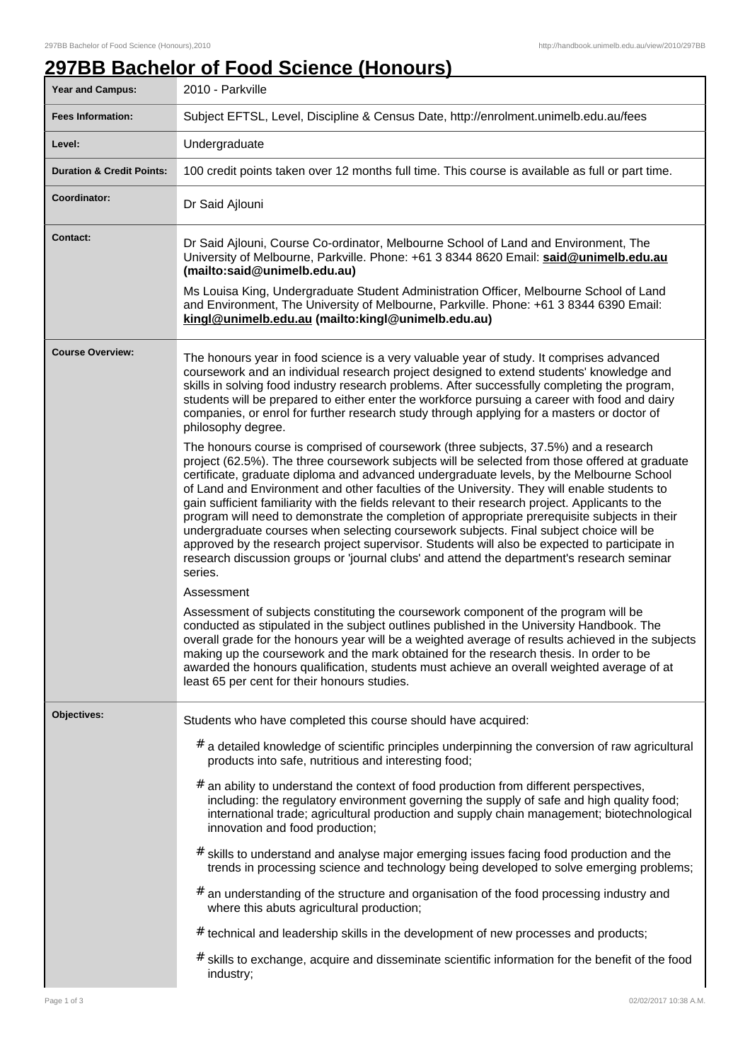# 297BB Bachelor of Food Science (Honours)

| | |
|---|---|
| **Year and Campus:** | 2010 - Parkville |
| **Fees Information:** | Subject EFTSL, Level, Discipline & Census Date, http://enrolment.unimelb.edu.au/fees |
| **Level:** | Undergraduate |
| **Duration & Credit Points:** | 100 credit points taken over 12 months full time. This course is available as full or part time. |
| **Coordinator:** | Dr Said Ajlouni |
| **Contact:** | Dr Said Ajlouni, Course Co-ordinator, Melbourne School of Land and Environment, The University of Melbourne, Parkville. Phone: +61 3 8344 8620 Email: **said@unimelb.edu.au (mailto:said@unimelb.edu.au)**<br><br>Ms Louisa King, Undergraduate Student Administration Officer, Melbourne School of Land and Environment, The University of Melbourne, Parkville. Phone: +61 3 8344 6390 Email: **kingl@unimelb.edu.au (mailto:kingl@unimelb.edu.au)** |
| **Course Overview:** | The honours year in food science is a very valuable year of study. It comprises advanced coursework and an individual research project designed to extend students' knowledge and skills in solving food industry research problems. After successfully completing the program, students will be prepared to either enter the workforce pursuing a career with food and dairy companies, or enrol for further research study through applying for a masters or doctor of philosophy degree.<br><br>The honours course is comprised of coursework (three subjects, 37.5%) and a research project (62.5%). The three coursework subjects will be selected from those offered at graduate certificate, graduate diploma and advanced undergraduate levels, by the Melbourne School of Land and Environment and other faculties of the University. They will enable students to gain sufficient familiarity with the fields relevant to their research project. Applicants to the program will need to demonstrate the completion of appropriate prerequisite subjects in their undergraduate courses when selecting coursework subjects. Final subject choice will be approved by the research project supervisor. Students will also be expected to participate in research discussion groups or 'journal clubs' and attend the department's research seminar series.<br><br>Assessment<br><br>Assessment of subjects constituting the coursework component of the program will be conducted as stipulated in the subject outlines published in the University Handbook. The overall grade for the honours year will be a weighted average of results achieved in the subjects making up the coursework and the mark obtained for the research thesis. In order to be awarded the honours qualification, students must achieve an overall weighted average of at least 65 per cent for their honours studies. |
| **Objectives:** | Students who have completed this course should have acquired:<br><br># a detailed knowledge of scientific principles underpinning the conversion of raw agricultural products into safe, nutritious and interesting food;<br><br># an ability to understand the context of food production from different perspectives, including: the regulatory environment governing the supply of safe and high quality food; international trade; agricultural production and supply chain management; biotechnological innovation and food production;<br><br># skills to understand and analyse major emerging issues facing food production and the trends in processing science and technology being developed to solve emerging problems;<br><br># an understanding of the structure and organisation of the food processing industry and where this abuts agricultural production;<br><br># technical and leadership skills in the development of new processes and products;<br><br># skills to exchange, acquire and disseminate scientific information for the benefit of the food industry; |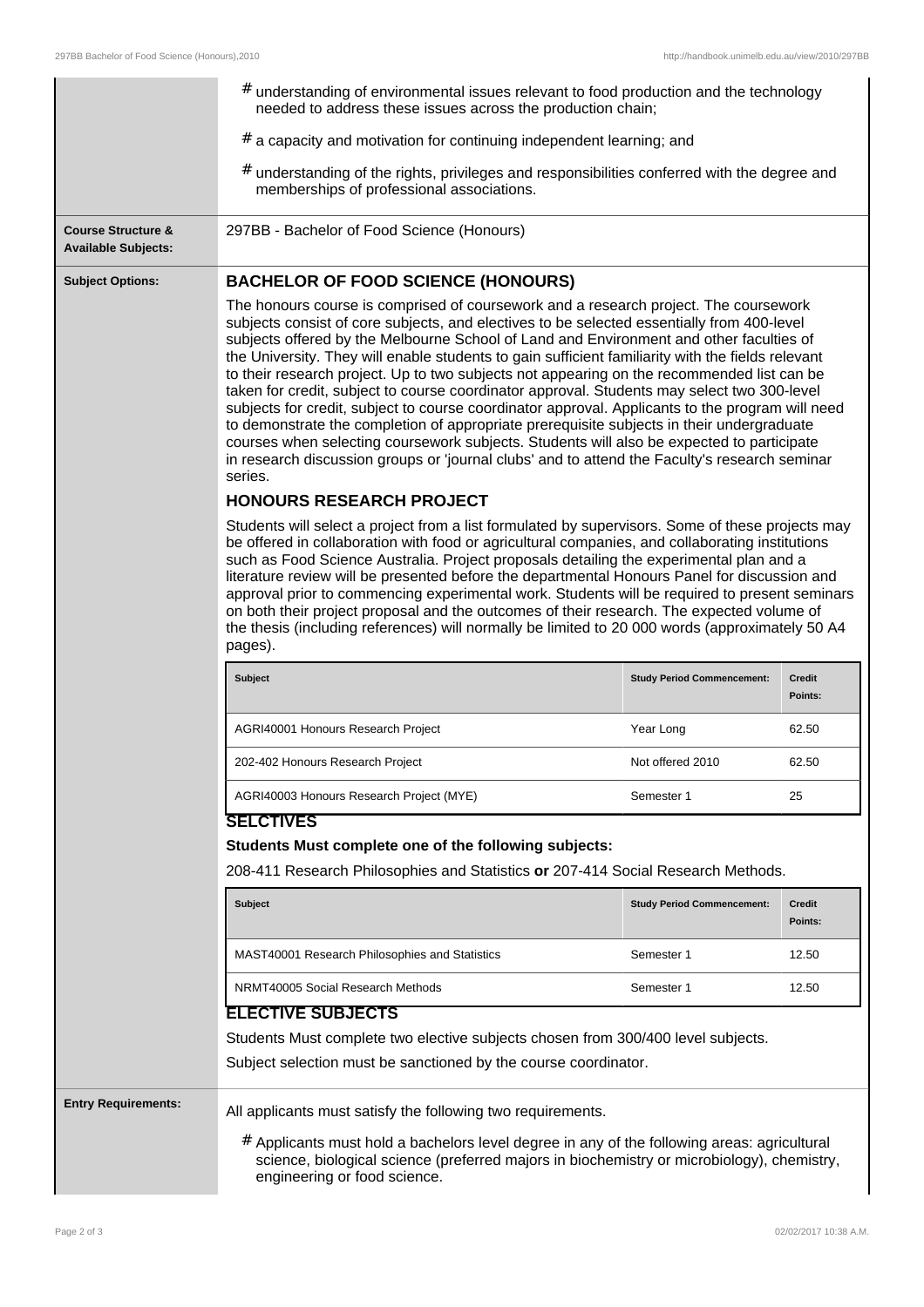- understanding of environmental issues relevant to food production and the technology needed to address these issues across the production chain;
- a capacity and motivation for continuing independent learning; and
- understanding of the rights, privileges and responsibilities conferred with the degree and memberships of professional associations.

**Course Structure & Available Subjects:**

297BB - Bachelor of Food Science (Honours)

**Subject Options:**

## BACHELOR OF FOOD SCIENCE (HONOURS)

The honours course is comprised of coursework and a research project. The coursework subjects consist of core subjects, and electives to be selected essentially from 400-level subjects offered by the Melbourne School of Land and Environment and other faculties of the University. They will enable students to gain sufficient familiarity with the fields relevant to their research project. Up to two subjects not appearing on the recommended list can be taken for credit, subject to course coordinator approval. Students may select two 300-level subjects for credit, subject to course coordinator approval. Applicants to the program will need to demonstrate the completion of appropriate prerequisite subjects in their undergraduate courses when selecting coursework subjects. Students will also be expected to participate in research discussion groups or 'journal clubs' and to attend the Faculty's research seminar series.

## HONOURS RESEARCH PROJECT

Students will select a project from a list formulated by supervisors. Some of these projects may be offered in collaboration with food or agricultural companies, and collaborating institutions such as Food Science Australia. Project proposals detailing the experimental plan and a literature review will be presented before the departmental Honours Panel for discussion and approval prior to commencing experimental work. Students will be required to present seminars on both their project proposal and the outcomes of their research. The expected volume of the thesis (including references) will normally be limited to 20 000 words (approximately 50 A4 pages).

| Subject | Study Period Commencement: | Credit Points: |
|---|---|---|
| AGRI40001 Honours Research Project | Year Long | 62.50 |
| 202-402 Honours Research Project | Not offered 2010 | 62.50 |
| AGRI40003 Honours Research Project (MYE) | Semester 1 | 25 |

## SELCTIVES

**Students Must complete one of the following subjects:**

208-411 Research Philosophies and Statistics **or** 207-414 Social Research Methods.

| Subject | Study Period Commencement: | Credit Points: |
|---|---|---|
| MAST40001 Research Philosophies and Statistics | Semester 1 | 12.50 |
| NRMT40005 Social Research Methods | Semester 1 | 12.50 |

## ELECTIVE SUBJECTS

Students Must complete two elective subjects chosen from 300/400 level subjects.

Subject selection must be sanctioned by the course coordinator.

**Entry Requirements:**

All applicants must satisfy the following two requirements.

- Applicants must hold a bachelors level degree in any of the following areas: agricultural science, biological science (preferred majors in biochemistry or microbiology), chemistry, engineering or food science.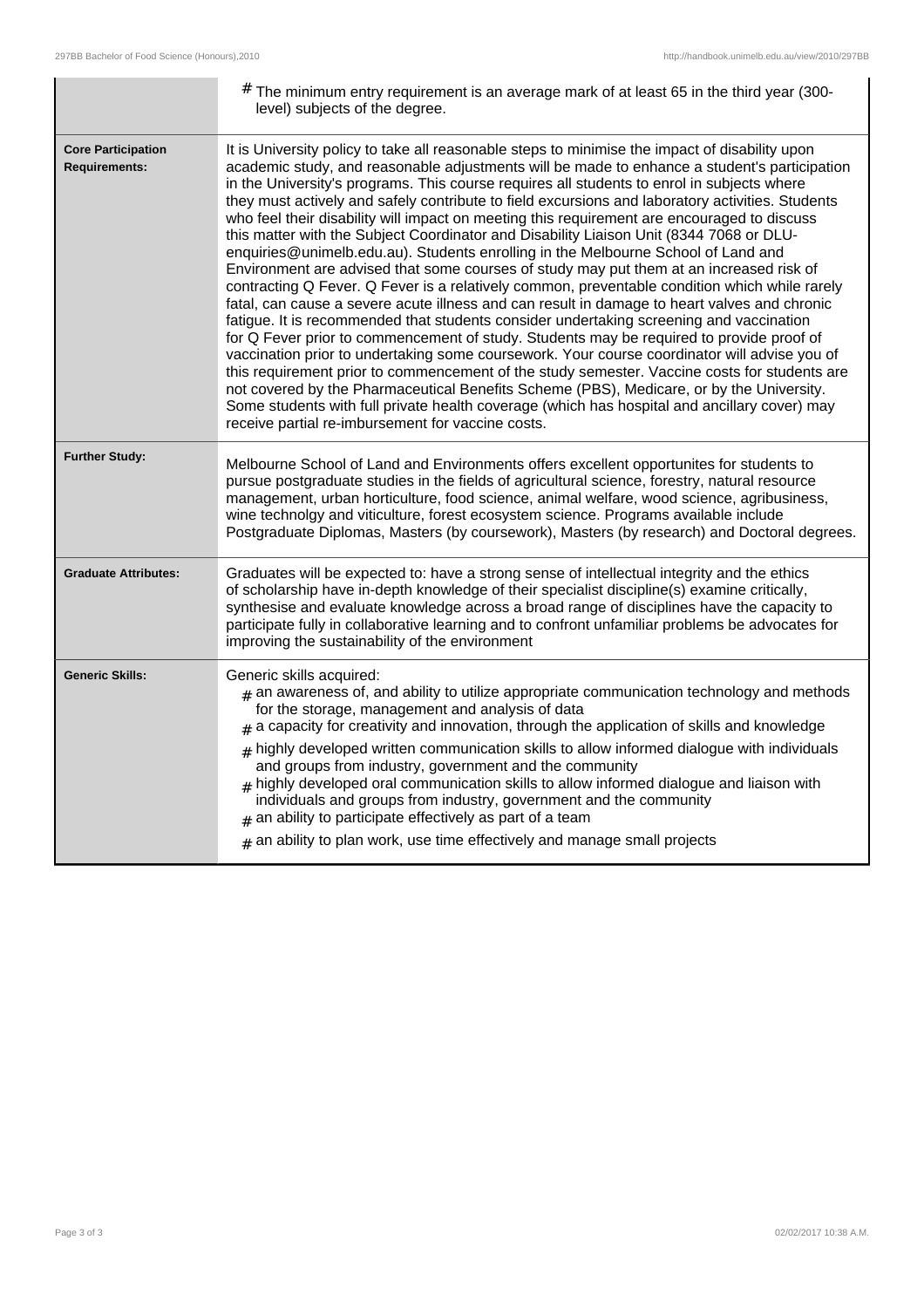| | |
|---|---|
| | # The minimum entry requirement is an average mark of at least 65 in the third year (300-level) subjects of the degree. |
| **Core Participation Requirements:** | It is University policy to take all reasonable steps to minimise the impact of disability upon academic study, and reasonable adjustments will be made to enhance a student's participation in the University's programs. This course requires all students to enrol in subjects where they must actively and safely contribute to field excursions and laboratory activities. Students who feel their disability will impact on meeting this requirement are encouraged to discuss this matter with the Subject Coordinator and Disability Liaison Unit (8344 7068 or DLU-enquiries@unimelb.edu.au). Students enrolling in the Melbourne School of Land and Environment are advised that some courses of study may put them at an increased risk of contracting Q Fever. Q Fever is a relatively common, preventable condition which while rarely fatal, can cause a severe acute illness and can result in damage to heart valves and chronic fatigue. It is recommended that students consider undertaking screening and vaccination for Q Fever prior to commencement of study. Students may be required to provide proof of vaccination prior to undertaking some coursework. Your course coordinator will advise you of this requirement prior to commencement of the study semester. Vaccine costs for students are not covered by the Pharmaceutical Benefits Scheme (PBS), Medicare, or by the University. Some students with full private health coverage (which has hospital and ancillary cover) may receive partial re-imbursement for vaccine costs. |
| **Further Study:** | Melbourne School of Land and Environments offers excellent opportunites for students to pursue postgraduate studies in the fields of agricultural science, forestry, natural resource management, urban horticulture, food science, animal welfare, wood science, agribusiness, wine technolgy and viticulture, forest ecosystem science. Programs available include Postgraduate Diplomas, Masters (by coursework), Masters (by research) and Doctoral degrees. |
| **Graduate Attributes:** | Graduates will be expected to: have a strong sense of intellectual integrity and the ethics of scholarship have in-depth knowledge of their specialist discipline(s) examine critically, synthesise and evaluate knowledge across a broad range of disciplines have the capacity to participate fully in collaborative learning and to confront unfamiliar problems be advocates for improving the sustainability of the environment |
| **Generic Skills:** | Generic skills acquired:<br># an awareness of, and ability to utilize appropriate communication technology and methods for the storage, management and analysis of data<br># a capacity for creativity and innovation, through the application of skills and knowledge<br># highly developed written communication skills to allow informed dialogue with individuals and groups from industry, government and the community<br># highly developed oral communication skills to allow informed dialogue and liaison with individuals and groups from industry, government and the community<br># an ability to participate effectively as part of a team<br># an ability to plan work, use time effectively and manage small projects |